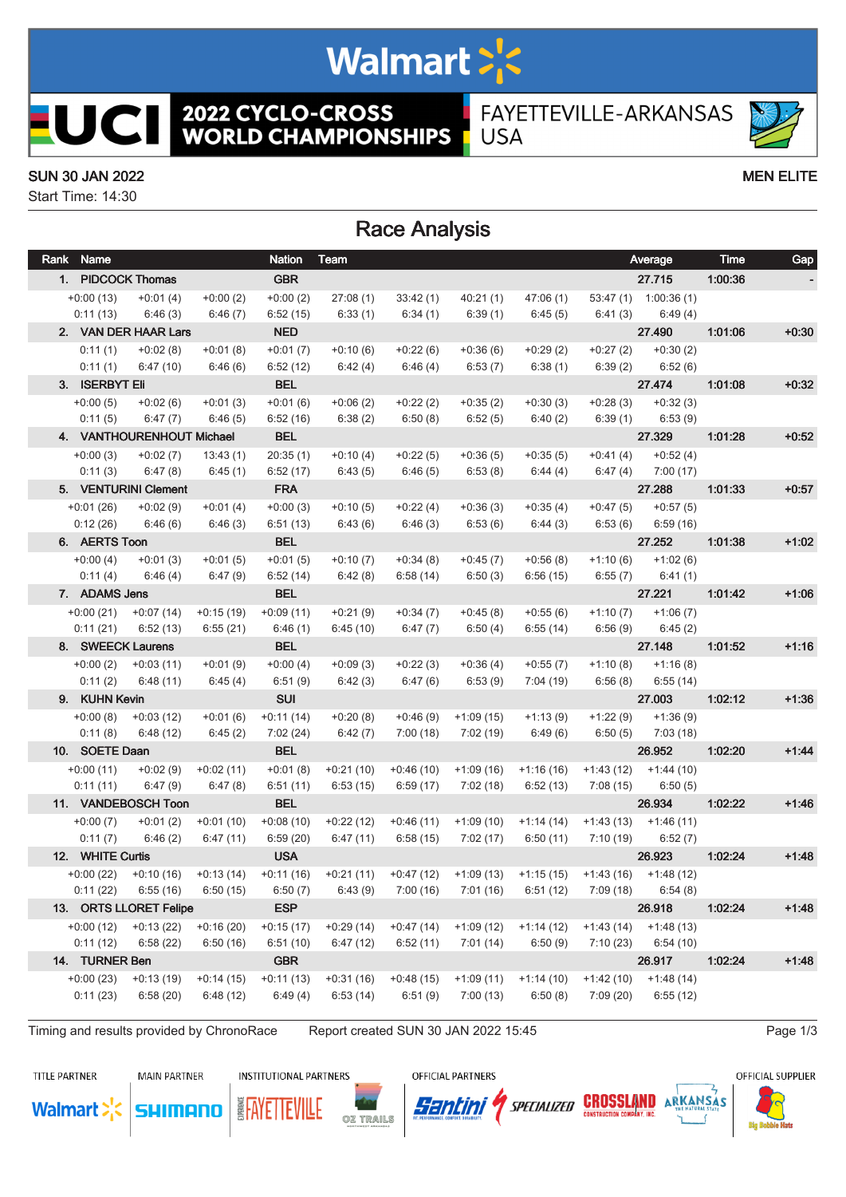# 2022 CYCLO-CROSS WORLD CHAMPIONSHIPS

FAYETTEVILLE-ARKANSAS USA

SUN 30 JAN 2022 — MEN ELITE

Start Time: 14:30

## Race Analysis

| Rank | Name | Nation | Team | | | | | | | Average | Time | Gap |
|---|---|---|---|---|---|---|---|---|---|---|---|---|
| 1. | PIDCOCK Thomas | GBR | | | | | | | | 27.715 | 1:00:36 | - |
| +0:00 (13) | +0:01 (4) | +0:00 (2) | +0:00 (2) | 27:08 (1) | 33:42 (1) | 40:21 (1) | 47:06 (1) | 53:47 (1) | 1:00:36 (1) | | | |
| 0:11 (13) | 6:46 (3) | 6:46 (7) | 6:52 (15) | 6:33 (1) | 6:34 (1) | 6:39 (1) | 6:45 (5) | 6:41 (3) | 6:49 (4) | | | |
| 2. | VAN DER HAAR Lars | NED | | | | | | | | 27.490 | 1:01:06 | +0:30 |
| 0:11 (1) | +0:02 (8) | +0:01 (8) | +0:01 (7) | +0:10 (6) | +0:22 (6) | +0:36 (6) | +0:29 (2) | +0:27 (2) | +0:30 (2) | | | |
| 0:11 (1) | 6:47 (10) | 6:46 (6) | 6:52 (12) | 6:42 (4) | 6:46 (4) | 6:53 (7) | 6:38 (1) | 6:39 (2) | 6:52 (6) | | | |
| 3. | ISERBYT Eli | BEL | | | | | | | | 27.474 | 1:01:08 | +0:32 |
| +0:00 (5) | +0:02 (6) | +0:01 (3) | +0:01 (6) | +0:06 (2) | +0:22 (2) | +0:35 (2) | +0:30 (3) | +0:28 (3) | +0:32 (3) | | | |
| 0:11 (5) | 6:47 (7) | 6:46 (5) | 6:52 (16) | 6:38 (2) | 6:50 (8) | 6:52 (5) | 6:40 (2) | 6:39 (1) | 6:53 (9) | | | |
| 4. | VANTHOURENHOUT Michael | BEL | | | | | | | | 27.329 | 1:01:28 | +0:52 |
| +0:00 (3) | +0:02 (7) | 13:43 (1) | 20:35 (1) | +0:10 (4) | +0:22 (5) | +0:36 (5) | +0:35 (5) | +0:41 (4) | +0:52 (4) | | | |
| 0:11 (3) | 6:47 (8) | 6:45 (1) | 6:52 (17) | 6:43 (5) | 6:46 (5) | 6:53 (8) | 6:44 (4) | 6:47 (4) | 7:00 (17) | | | |
| 5. | VENTURINI Clement | FRA | | | | | | | | 27.288 | 1:01:33 | +0:57 |
| +0:01 (26) | +0:02 (9) | +0:01 (4) | +0:00 (3) | +0:10 (5) | +0:22 (4) | +0:36 (3) | +0:35 (4) | +0:47 (5) | +0:57 (5) | | | |
| 0:12 (26) | 6:46 (6) | 6:46 (3) | 6:51 (13) | 6:43 (6) | 6:46 (3) | 6:53 (6) | 6:44 (3) | 6:53 (6) | 6:59 (16) | | | |
| 6. | AERTS Toon | BEL | | | | | | | | 27.252 | 1:01:38 | +1:02 |
| +0:00 (4) | +0:01 (3) | +0:01 (5) | +0:01 (5) | +0:10 (7) | +0:34 (8) | +0:45 (7) | +0:56 (8) | +1:10 (6) | +1:02 (6) | | | |
| 0:11 (4) | 6:46 (4) | 6:47 (9) | 6:52 (14) | 6:42 (8) | 6:58 (14) | 6:50 (3) | 6:56 (15) | 6:55 (7) | 6:41 (1) | | | |
| 7. | ADAMS Jens | BEL | | | | | | | | 27.221 | 1:01:42 | +1:06 |
| +0:00 (21) | +0:07 (14) | +0:15 (19) | +0:09 (11) | +0:21 (9) | +0:34 (7) | +0:45 (8) | +0:55 (6) | +1:10 (7) | +1:06 (7) | | | |
| 0:11 (21) | 6:52 (13) | 6:55 (21) | 6:46 (1) | 6:45 (10) | 6:47 (7) | 6:50 (4) | 6:55 (14) | 6:56 (9) | 6:45 (2) | | | |
| 8. | SWEECK Laurens | BEL | | | | | | | | 27.148 | 1:01:52 | +1:16 |
| +0:00 (2) | +0:03 (11) | +0:01 (9) | +0:00 (4) | +0:09 (3) | +0:22 (3) | +0:36 (4) | +0:55 (7) | +1:10 (8) | +1:16 (8) | | | |
| 0:11 (2) | 6:48 (11) | 6:45 (4) | 6:51 (9) | 6:42 (3) | 6:47 (6) | 6:53 (9) | 7:04 (19) | 6:56 (8) | 6:55 (14) | | | |
| 9. | KUHN Kevin | SUI | | | | | | | | 27.003 | 1:02:12 | +1:36 |
| +0:00 (8) | +0:03 (12) | +0:01 (6) | +0:11 (14) | +0:20 (8) | +0:46 (9) | +1:09 (15) | +1:13 (9) | +1:22 (9) | +1:36 (9) | | | |
| 0:11 (8) | 6:48 (12) | 6:45 (2) | 7:02 (24) | 6:42 (7) | 7:00 (18) | 7:02 (19) | 6:49 (6) | 6:50 (5) | 7:03 (18) | | | |
| 10. | SOETE Daan | BEL | | | | | | | | 26.952 | 1:02:20 | +1:44 |
| +0:00 (11) | +0:02 (9) | +0:02 (11) | +0:01 (8) | +0:21 (10) | +0:46 (10) | +1:09 (16) | +1:16 (16) | +1:43 (12) | +1:44 (10) | | | |
| 0:11 (11) | 6:47 (9) | 6:47 (8) | 6:51 (11) | 6:53 (15) | 6:59 (17) | 7:02 (18) | 6:52 (13) | 7:08 (15) | 6:50 (5) | | | |
| 11. | VANDEBOSCH Toon | BEL | | | | | | | | 26.934 | 1:02:22 | +1:46 |
| +0:00 (7) | +0:01 (2) | +0:01 (10) | +0:08 (10) | +0:22 (12) | +0:46 (11) | +1:09 (10) | +1:14 (14) | +1:43 (13) | +1:46 (11) | | | |
| 0:11 (7) | 6:46 (2) | 6:47 (11) | 6:59 (20) | 6:47 (11) | 6:58 (15) | 7:02 (17) | 6:50 (11) | 7:10 (19) | 6:52 (7) | | | |
| 12. | WHITE Curtis | USA | | | | | | | | 26.923 | 1:02:24 | +1:48 |
| +0:00 (22) | +0:10 (16) | +0:13 (14) | +0:11 (16) | +0:21 (11) | +0:47 (12) | +1:09 (13) | +1:15 (15) | +1:43 (16) | +1:48 (12) | | | |
| 0:11 (22) | 6:55 (16) | 6:50 (15) | 6:50 (7) | 6:43 (9) | 7:00 (16) | 7:01 (16) | 6:51 (12) | 7:09 (18) | 6:54 (8) | | | |
| 13. | ORTS LLORET Felipe | ESP | | | | | | | | 26.918 | 1:02:24 | +1:48 |
| +0:00 (12) | +0:13 (22) | +0:16 (20) | +0:15 (17) | +0:29 (14) | +0:47 (14) | +1:09 (12) | +1:14 (12) | +1:43 (14) | +1:48 (13) | | | |
| 0:11 (12) | 6:58 (22) | 6:50 (16) | 6:51 (10) | 6:47 (12) | 6:52 (11) | 7:01 (14) | 6:50 (9) | 7:10 (23) | 6:54 (10) | | | |
| 14. | TURNER Ben | GBR | | | | | | | | 26.917 | 1:02:24 | +1:48 |
| +0:00 (23) | +0:13 (19) | +0:14 (15) | +0:11 (13) | +0:31 (16) | +0:48 (15) | +1:09 (11) | +1:14 (10) | +1:42 (10) | +1:48 (14) | | | |
| 0:11 (23) | 6:58 (20) | 6:48 (12) | 6:49 (4) | 6:53 (14) | 6:51 (9) | 7:00 (13) | 6:50 (8) | 7:09 (20) | 6:55 (12) | | | |

Timing and results provided by ChronoRace — Report created SUN 30 JAN 2022 15:45

TITLE PARTNER: Walmart — MAIN PARTNER: SHIMANO — INSTITUTIONAL PARTNERS: Experience Fayetteville, OZ Trails — OFFICIAL PARTNERS: Santini, Specialized, Crossland Construction Company, Inc., Arkansas The Natural State — OFFICIAL SUPPLIER: Big Bobble Hats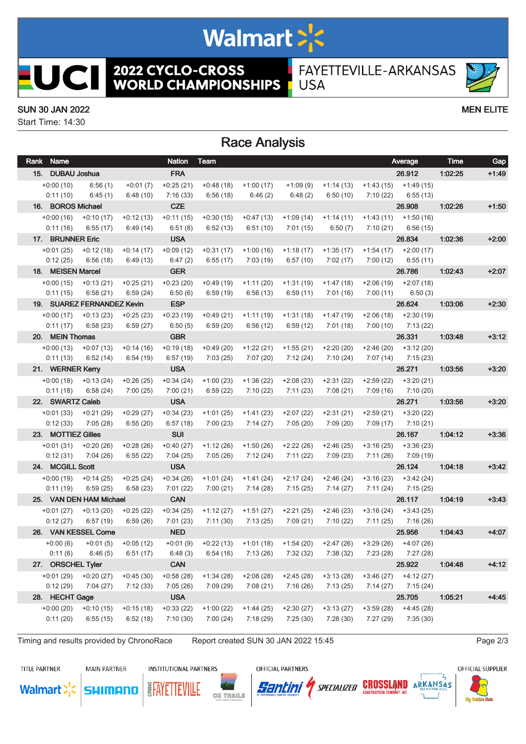# 2022 CYCLO-CROSS WORLD CHAMPIONSHIPS

FAYETTEVILLE-ARKANSAS USA

SUN 30 JAN 2022 — MEN ELITE

Start Time: 14:30

## Race Analysis

| Rank | Name | Nation | Team | | | | | | | | Average | Time | Gap |
|---|---|---|---|---|---|---|---|---|---|---|---|---|---|
| 15. | DUBAU Joshua | FRA | | | | | | | | | 26.912 | 1:02:25 | +1:49 |
| +0:00 (10) | 6:56 (1) | +0:01 (7) | +0:25 (21) | +0:48 (18) | +1:00 (17) | +1:09 (9) | +1:14 (13) | +1:43 (15) | +1:49 (15) | | | | |
| 0:11 (10) | 6:45 (1) | 6:48 (10) | 7:16 (33) | 6:56 (18) | 6:46 (2) | 6:48 (2) | 6:50 (10) | 7:10 (22) | 6:55 (13) | | | | |
| 16. | BOROS Michael | CZE | | | | | | | | | 26.908 | 1:02:26 | +1:50 |
| +0:00 (16) | +0:10 (17) | +0:12 (13) | +0:11 (15) | +0:30 (15) | +0:47 (13) | +1:09 (14) | +1:14 (11) | +1:43 (11) | +1:50 (16) | | | | |
| 0:11 (16) | 6:55 (17) | 6:49 (14) | 6:51 (8) | 6:52 (13) | 6:51 (10) | 7:01 (15) | 6:50 (7) | 7:10 (21) | 6:56 (15) | | | | |
| 17. | BRUNNER Eric | USA | | | | | | | | | 26.834 | 1:02:36 | +2:00 |
| +0:01 (25) | +0:12 (18) | +0:14 (17) | +0:09 (12) | +0:31 (17) | +1:00 (16) | +1:18 (17) | +1:35 (17) | +1:54 (17) | +2:00 (17) | | | | |
| 0:12 (25) | 6:56 (18) | 6:49 (13) | 6:47 (2) | 6:55 (17) | 7:03 (19) | 6:57 (10) | 7:02 (17) | 7:00 (12) | 6:55 (11) | | | | |
| 18. | MEISEN Marcel | GER | | | | | | | | | 26.786 | 1:02:43 | +2:07 |
| +0:00 (15) | +0:13 (21) | +0:25 (21) | +0:23 (20) | +0:49 (19) | +1:11 (20) | +1:31 (19) | +1:47 (18) | +2:06 (19) | +2:07 (18) | | | | |
| 0:11 (15) | 6:58 (21) | 6:59 (24) | 6:50 (6) | 6:59 (19) | 6:56 (13) | 6:59 (11) | 7:01 (16) | 7:00 (11) | 6:50 (3) | | | | |
| 19. | SUAREZ FERNANDEZ Kevin | ESP | | | | | | | | | 26.624 | 1:03:06 | +2:30 |
| +0:00 (17) | +0:13 (23) | +0:25 (23) | +0:23 (19) | +0:49 (21) | +1:11 (19) | +1:31 (18) | +1:47 (19) | +2:06 (18) | +2:30 (19) | | | | |
| 0:11 (17) | 6:58 (23) | 6:59 (27) | 6:50 (5) | 6:59 (20) | 6:56 (12) | 6:59 (12) | 7:01 (18) | 7:00 (10) | 7:13 (22) | | | | |
| 20. | MEIN Thomas | GBR | | | | | | | | | 26.331 | 1:03:48 | +3:12 |
| +0:00 (13) | +0:07 (13) | +0:14 (16) | +0:19 (18) | +0:49 (20) | +1:22 (21) | +1:55 (21) | +2:20 (20) | +2:46 (20) | +3:12 (20) | | | | |
| 0:11 (13) | 6:52 (14) | 6:54 (19) | 6:57 (19) | 7:03 (25) | 7:07 (20) | 7:12 (24) | 7:10 (24) | 7:07 (14) | 7:15 (23) | | | | |
| 21. | WERNER Kerry | USA | | | | | | | | | 26.271 | 1:03:56 | +3:20 |
| +0:00 (18) | +0:13 (24) | +0:26 (25) | +0:34 (24) | +1:00 (23) | +1:36 (22) | +2:08 (23) | +2:31 (22) | +2:59 (22) | +3:20 (21) | | | | |
| 0:11 (18) | 6:58 (24) | 7:00 (25) | 7:00 (21) | 6:59 (22) | 7:10 (22) | 7:11 (23) | 7:08 (21) | 7:09 (16) | 7:10 (20) | | | | |
| 22. | SWARTZ Caleb | USA | | | | | | | | | 26.271 | 1:03:56 | +3:20 |
| +0:01 (33) | +0:21 (29) | +0:29 (27) | +0:34 (23) | +1:01 (25) | +1:41 (23) | +2:07 (22) | +2:31 (21) | +2:59 (21) | +3:20 (22) | | | | |
| 0:12 (33) | 7:05 (28) | 6:55 (20) | 6:57 (18) | 7:00 (23) | 7:14 (27) | 7:05 (20) | 7:09 (20) | 7:09 (17) | 7:10 (21) | | | | |
| 23. | MOTTIEZ Gilles | SUI | | | | | | | | | 26.167 | 1:04:12 | +3:36 |
| +0:01 (31) | +0:20 (26) | +0:28 (26) | +0:40 (27) | +1:12 (26) | +1:50 (26) | +2:22 (26) | +2:46 (25) | +3:16 (25) | +3:36 (23) | | | | |
| 0:12 (31) | 7:04 (26) | 6:55 (22) | 7:04 (25) | 7:05 (26) | 7:12 (24) | 7:11 (22) | 7:09 (23) | 7:11 (26) | 7:09 (19) | | | | |
| 24. | MCGILL Scott | USA | | | | | | | | | 26.124 | 1:04:18 | +3:42 |
| +0:00 (19) | +0:14 (25) | +0:25 (24) | +0:34 (26) | +1:01 (24) | +1:41 (24) | +2:17 (24) | +2:46 (24) | +3:16 (23) | +3:42 (24) | | | | |
| 0:11 (19) | 6:59 (25) | 6:58 (23) | 7:01 (22) | 7:00 (21) | 7:14 (28) | 7:15 (25) | 7:14 (27) | 7:11 (24) | 7:15 (25) | | | | |
| 25. | VAN DEN HAM Michael | CAN | | | | | | | | | 26.117 | 1:04:19 | +3:43 |
| +0:01 (27) | +0:13 (20) | +0:25 (22) | +0:34 (25) | +1:12 (27) | +1:51 (27) | +2:21 (25) | +2:46 (23) | +3:16 (24) | +3:43 (25) | | | | |
| 0:12 (27) | 6:57 (19) | 6:59 (26) | 7:01 (23) | 7:11 (30) | 7:13 (25) | 7:09 (21) | 7:10 (22) | 7:11 (25) | 7:16 (26) | | | | |
| 26. | VAN KESSEL Corne | NED | | | | | | | | | 25.956 | 1:04:43 | +4:07 |
| +0:00 (6) | +0:01 (5) | +0:05 (12) | +0:01 (9) | +0:22 (13) | +1:01 (18) | +1:54 (20) | +2:47 (26) | +3:29 (26) | +4:07 (26) | | | | |
| 0:11 (6) | 6:46 (5) | 6:51 (17) | 6:48 (3) | 6:54 (16) | 7:13 (26) | 7:32 (32) | 7:38 (32) | 7:23 (28) | 7:27 (28) | | | | |
| 27. | ORSCHEL Tyler | CAN | | | | | | | | | 25.922 | 1:04:48 | +4:12 |
| +0:01 (29) | +0:20 (27) | +0:45 (30) | +0:58 (28) | +1:34 (28) | +2:08 (28) | +2:45 (28) | +3:13 (28) | +3:46 (27) | +4:12 (27) | | | | |
| 0:12 (29) | 7:04 (27) | 7:12 (33) | 7:05 (26) | 7:09 (29) | 7:08 (21) | 7:16 (26) | 7:13 (25) | 7:14 (27) | 7:15 (24) | | | | |
| 28. | HECHT Gage | USA | | | | | | | | | 25.705 | 1:05:21 | +4:45 |
| +0:00 (20) | +0:10 (15) | +0:15 (18) | +0:33 (22) | +1:00 (22) | +1:44 (25) | +2:30 (27) | +3:13 (27) | +3:59 (28) | +4:45 (28) | | | | |
| 0:11 (20) | 6:55 (15) | 6:52 (18) | 7:10 (30) | 7:00 (24) | 7:18 (29) | 7:25 (30) | 7:28 (30) | 7:27 (29) | 7:35 (30) | | | | |

Timing and results provided by ChronoRace — Report created SUN 30 JAN 2022 15:45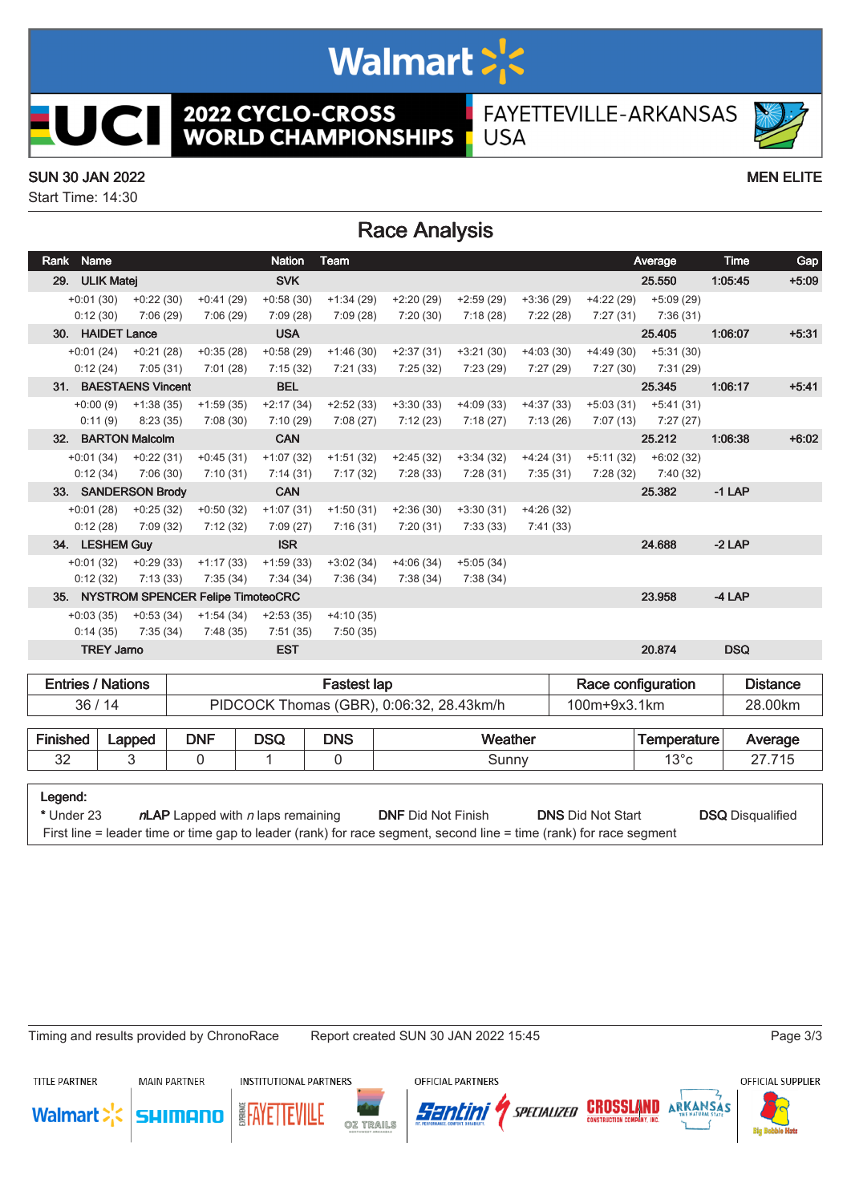SUN 30 JAN 2022 — MEN ELITE

Start Time: 14:30

# Race Analysis

| Rank | Name | | | Nation | Team | | | | | Average | Time | Gap |
|---|---|---|---|---|---|---|---|---|---|---|---|---|
| 29. | ULIK Matej | | | SVK | | | | | | 25.550 | 1:05:45 | +5:09 |
| +0:01 (30) | +0:22 (30) | +0:41 (29) | +0:58 (30) | +1:34 (29) | +2:20 (29) | +2:59 (29) | +3:36 (29) | +4:22 (29) | +5:09 (29) | | | |
| 0:12 (30) | 7:06 (29) | 7:06 (29) | 7:09 (28) | 7:09 (28) | 7:20 (30) | 7:18 (28) | 7:22 (28) | 7:27 (31) | 7:36 (31) | | | |
| 30. | HAIDET Lance | | | USA | | | | | | 25.405 | 1:06:07 | +5:31 |
| +0:01 (24) | +0:21 (28) | +0:35 (28) | +0:58 (29) | +1:46 (30) | +2:37 (31) | +3:21 (30) | +4:03 (30) | +4:49 (30) | +5:31 (30) | | | |
| 0:12 (24) | 7:05 (31) | 7:01 (28) | 7:15 (32) | 7:21 (33) | 7:25 (32) | 7:23 (29) | 7:27 (29) | 7:27 (30) | 7:31 (29) | | | |
| 31. | BAESTAENS Vincent | | | BEL | | | | | | 25.345 | 1:06:17 | +5:41 |
| +0:00 (9) | +1:38 (35) | +1:59 (35) | +2:17 (34) | +2:52 (33) | +3:30 (33) | +4:09 (33) | +4:37 (33) | +5:03 (31) | +5:41 (31) | | | |
| 0:11 (9) | 8:23 (35) | 7:08 (30) | 7:10 (29) | 7:08 (27) | 7:12 (23) | 7:18 (27) | 7:13 (26) | 7:07 (13) | 7:27 (27) | | | |
| 32. | BARTON Malcolm | | | CAN | | | | | | 25.212 | 1:06:38 | +6:02 |
| +0:01 (34) | +0:22 (31) | +0:45 (31) | +1:07 (32) | +1:51 (32) | +2:45 (32) | +3:34 (32) | +4:24 (31) | +5:11 (32) | +6:02 (32) | | | |
| 0:12 (34) | 7:06 (30) | 7:10 (31) | 7:14 (31) | 7:17 (32) | 7:28 (33) | 7:28 (31) | 7:35 (31) | 7:28 (32) | 7:40 (32) | | | |
| 33. | SANDERSON Brody | | | CAN | | | | | | 25.382 | -1 LAP | |
| +0:01 (28) | +0:25 (32) | +0:50 (32) | +1:07 (31) | +1:50 (31) | +2:36 (30) | +3:30 (31) | +4:26 (32) | | | | | |
| 0:12 (28) | 7:09 (32) | 7:12 (32) | 7:09 (27) | 7:16 (31) | 7:20 (31) | 7:33 (33) | 7:41 (33) | | | | | |
| 34. | LESHEM Guy | | | ISR | | | | | | 24.688 | -2 LAP | |
| +0:01 (32) | +0:29 (33) | +1:17 (33) | +1:59 (33) | +3:02 (34) | +4:06 (34) | +5:05 (34) | | | | | | |
| 0:12 (32) | 7:13 (33) | 7:35 (34) | 7:34 (34) | 7:36 (34) | 7:38 (34) | 7:38 (34) | | | | | | |
| 35. | NYSTROM SPENCER Felipe | | | TimoteoCRC | | | | | | 23.958 | -4 LAP | |
| +0:03 (35) | +0:53 (34) | +1:54 (34) | +2:53 (35) | +4:10 (35) | | | | | | | | |
| 0:14 (35) | 7:35 (34) | 7:48 (35) | 7:51 (35) | 7:50 (35) | | | | | | | | |
| | TREY Jamo | | | EST | | | | | | 20.874 | DSQ | |

| Entries / Nations | Fastest lap | Race configuration | Distance |
|---|---|---|---|
| 36 / 14 | PIDCOCK Thomas (GBR), 0:06:32, 28.43km/h | 100m+9x3.1km | 28.00km |

| Finished | Lapped | DNF | DSQ | DNS | Weather | Temperature | Average |
|---|---|---|---|---|---|---|---|
| 32 | 3 | 0 | 1 | 0 | Sunny | 13°c | 27.715 |

**Legend:**
\* Under 23 — ***n*LAP** Lapped with *n* laps remaining — **DNF** Did Not Finish — **DNS** Did Not Start — **DSQ** Disqualified

First line = leader time or time gap to leader (rank) for race segment, second line = time (rank) for race segment

Timing and results provided by ChronoRace — Report created SUN 30 JAN 2022 15:45